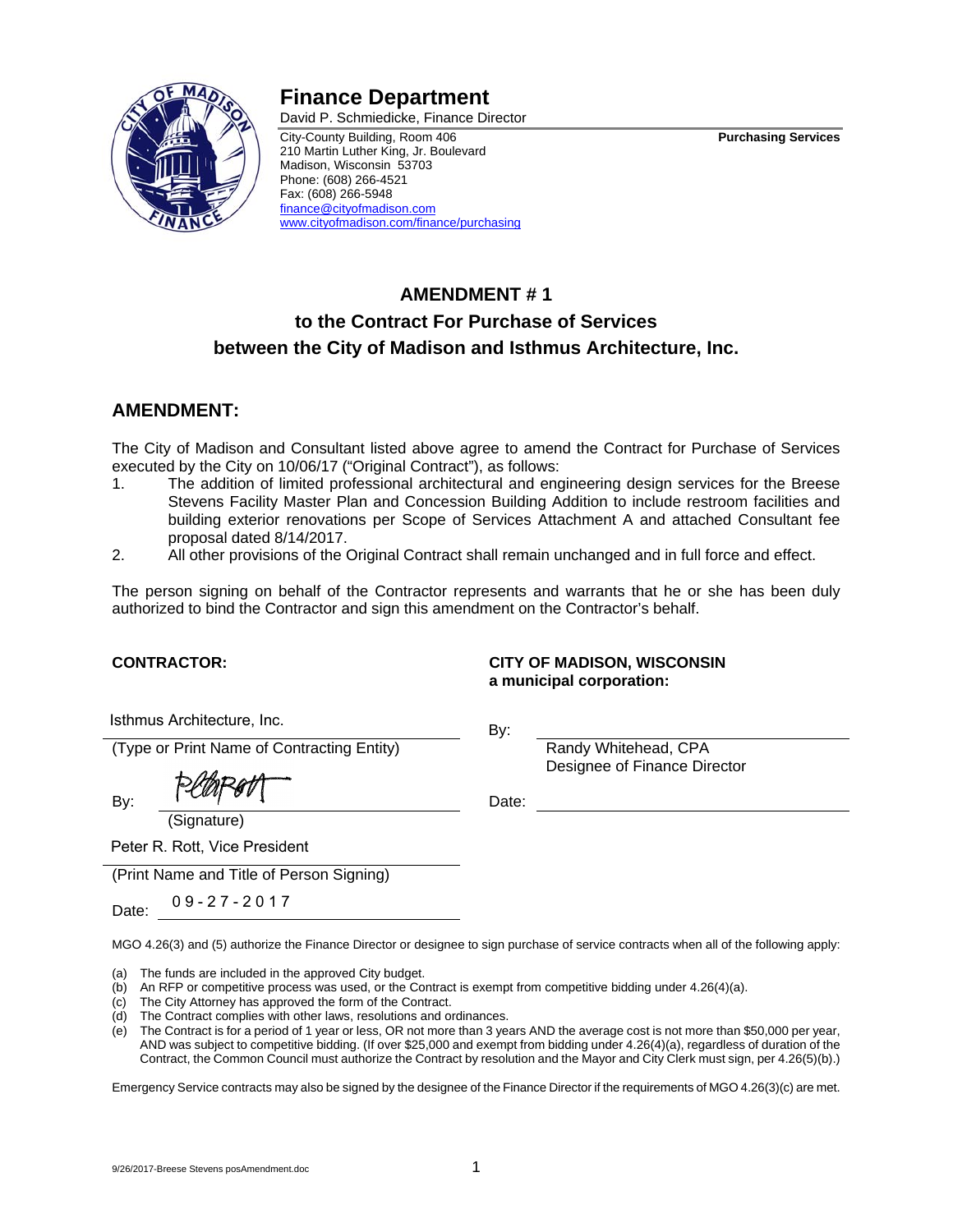# Finance Department

David P. Schmiedicke, Finance Director

City-County Building, Room 406
210 Martin Luther King, Jr. Boulevard
Madison, Wisconsin 53703
Phone: (608) 266-4521
Fax: (608) 266-5948
finance@cityofmadison.com
www.cityofmadison.com/finance/purchasing

**Purchasing Services**

## AMENDMENT # 1
## to the Contract For Purchase of Services
## between the City of Madison and Isthmus Architecture, Inc.

## AMENDMENT:

The City of Madison and Consultant listed above agree to amend the Contract for Purchase of Services executed by the City on 10/06/17 ("Original Contract"), as follows:

1. The addition of limited professional architectural and engineering design services for the Breese Stevens Facility Master Plan and Concession Building Addition to include restroom facilities and building exterior renovations per Scope of Services Attachment A and attached Consultant fee proposal dated 8/14/2017.
2. All other provisions of the Original Contract shall remain unchanged and in full force and effect.

The person signing on behalf of the Contractor represents and warrants that he or she has been duly authorized to bind the Contractor and sign this amendment on the Contractor's behalf.

**CONTRACTOR:**

Isthmus Architecture, Inc.
(Type or Print Name of Contracting Entity)

By: PLRott
(Signature)

Peter R. Rott, Vice President
(Print Name and Title of Person Signing)

Date: 09-27-2017

**CITY OF MADISON, WISCONSIN**
**a municipal corporation:**

By: ______________________
Randy Whitehead, CPA
Designee of Finance Director

Date: ______________________

MGO 4.26(3) and (5) authorize the Finance Director or designee to sign purchase of service contracts when all of the following apply:

(a) The funds are included in the approved City budget.
(b) An RFP or competitive process was used, or the Contract is exempt from competitive bidding under 4.26(4)(a).
(c) The City Attorney has approved the form of the Contract.
(d) The Contract complies with other laws, resolutions and ordinances.
(e) The Contract is for a period of 1 year or less, OR not more than 3 years AND the average cost is not more than $50,000 per year, AND was subject to competitive bidding. (If over $25,000 and exempt from bidding under 4.26(4)(a), regardless of duration of the Contract, the Common Council must authorize the Contract by resolution and the Mayor and City Clerk must sign, per 4.26(5)(b).)

Emergency Service contracts may also be signed by the designee of the Finance Director if the requirements of MGO 4.26(3)(c) are met.

9/26/2017-Breese Stevens posAmendment.doc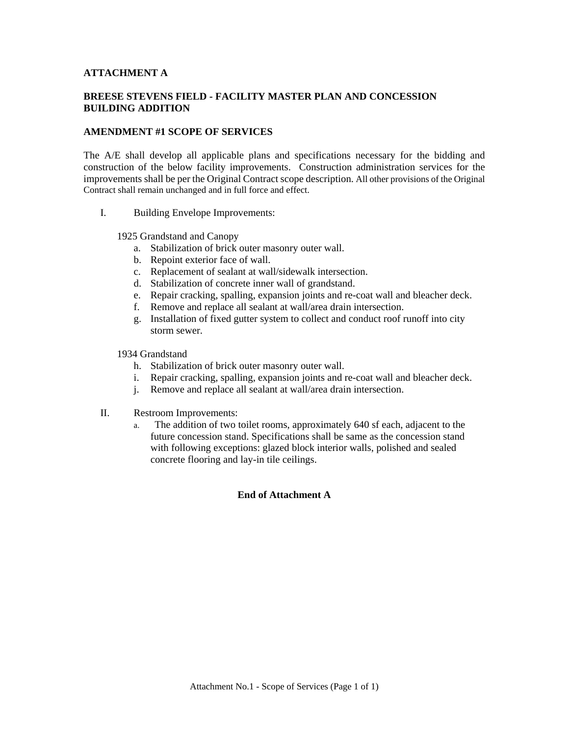**ATTACHMENT A**

**BREESE STEVENS FIELD - FACILITY MASTER PLAN AND CONCESSION BUILDING ADDITION**

**AMENDMENT #1 SCOPE OF SERVICES**

The A/E shall develop all applicable plans and specifications necessary for the bidding and construction of the below facility improvements. Construction administration services for the improvements shall be per the Original Contract scope description. All other provisions of the Original Contract shall remain unchanged and in full force and effect.

I. Building Envelope Improvements:

1925 Grandstand and Canopy

a. Stabilization of brick outer masonry outer wall.
b. Repoint exterior face of wall.
c. Replacement of sealant at wall/sidewalk intersection.
d. Stabilization of concrete inner wall of grandstand.
e. Repair cracking, spalling, expansion joints and re-coat wall and bleacher deck.
f. Remove and replace all sealant at wall/area drain intersection.
g. Installation of fixed gutter system to collect and conduct roof runoff into city storm sewer.

1934 Grandstand

h. Stabilization of brick outer masonry outer wall.
i. Repair cracking, spalling, expansion joints and re-coat wall and bleacher deck.
j. Remove and replace all sealant at wall/area drain intersection.

II. Restroom Improvements:

a. The addition of two toilet rooms, approximately 640 sf each, adjacent to the future concession stand. Specifications shall be same as the concession stand with following exceptions: glazed block interior walls, polished and sealed concrete flooring and lay-in tile ceilings.

**End of Attachment A**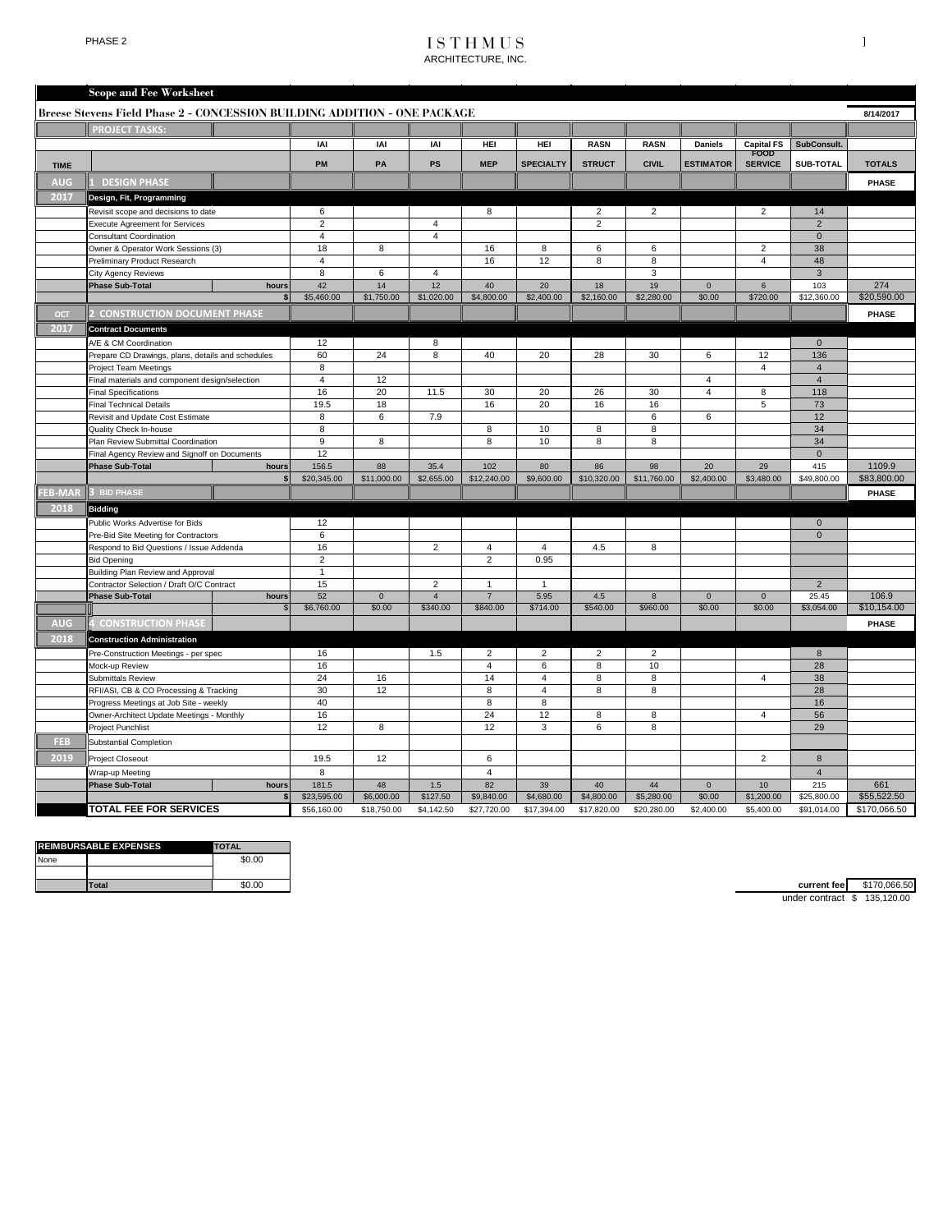PHASE 2

ISTHMUS
ARCHITECTURE, INC.

**Scope and Fee Worksheet**

**Breese Stevens Field Phase 2 - CONCESSION BUILDING ADDITION - ONE PACKAGE** — 8/14/2017

| TIME | PROJECT TASKS: | | IAI PM | IAI PA | IAI PS | HEI MEP | HEI SPECIALTY | RASN STRUCT | RASN CIVIL | Daniels ESTIMATOR | Capital FS FOOD SERVICE | SubConsult. SUB-TOTAL | TOTALS |
|---|---|---|---|---|---|---|---|---|---|---|---|---|---|
| AUG | 1 DESIGN PHASE | | | | | | | | | | | | PHASE |
| 2017 | Design, Fit, Programming | | | | | | | | | | | | |
| | Revisit scope and decisions to date | | 6 | | | 8 | | 2 | 2 | | 2 | 14 | |
| | Execute Agreement for Services | | 2 | | 4 | | | 2 | | | | 2 | |
| | Consultant Coordination | | 4 | | 4 | | | | | | | 0 | |
| | Owner & Operator Work Sessions (3) | | 18 | 8 | | 16 | 8 | 6 | 6 | | 2 | 38 | |
| | Preliminary Product Research | | 4 | | | 16 | 12 | 8 | 8 | | 4 | 48 | |
| | City Agency Reviews | | 8 | 6 | 4 | | | | 3 | | | 3 | |
| | Phase Sub-Total | hours | 42 | 14 | 12 | 40 | 20 | 18 | 19 | 0 | 6 | 103 | 274 |
| | | $ | $5,460.00 | $1,750.00 | $1,020.00 | $4,800.00 | $2,400.00 | $2,160.00 | $2,280.00 | $0.00 | $720.00 | $12,360.00 | $20,590.00 |
| OCT | 2 CONSTRUCTION DOCUMENT PHASE | | | | | | | | | | | | PHASE |
| 2017 | Contract Documents | | | | | | | | | | | | |
| | A/E & CM Coordination | | 12 | | 8 | | | | | | | 0 | |
| | Prepare CD Drawings, plans, details and schedules | | 60 | 24 | 8 | 40 | 20 | 28 | 30 | 6 | 12 | 136 | |
| | Project Team Meetings | | 8 | | | | | | | | 4 | 4 | |
| | Final materials and component design/selection | | 4 | 12 | | | | | | 4 | | 4 | |
| | Final Specifications | | 16 | 20 | 11.5 | 30 | 20 | 26 | 30 | 4 | 8 | 118 | |
| | Final Technical Details | | 19.5 | 18 | | 16 | 20 | 16 | 16 | | 5 | 73 | |
| | Revisit and Update Cost Estimate | | 8 | 6 | 7.9 | | | | 6 | 6 | | 12 | |
| | Quality Check In-house | | 8 | | | 8 | 10 | 8 | 8 | | | 34 | |
| | Plan Review Submittal Coordination | | 9 | 8 | | 8 | 10 | 8 | 8 | | | 34 | |
| | Final Agency Review and Signoff on Documents | | 12 | | | | | | | | | 0 | |
| | Phase Sub-Total | hours | 156.5 | 88 | 35.4 | 102 | 80 | 86 | 98 | 20 | 29 | 415 | 1109.9 |
| | | $ | $20,345.00 | $11,000.00 | $2,655.00 | $12,240.00 | $9,600.00 | $10,320.00 | $11,760.00 | $2,400.00 | $3,480.00 | $49,800.00 | $83,800.00 |
| FEB-MAR | 3 BID PHASE | | | | | | | | | | | | PHASE |
| 2018 | Bidding | | | | | | | | | | | | |
| | Public Works Advertise for Bids | | 12 | | | | | | | | | 0 | |
| | Pre-Bid Site Meeting for Contractors | | 6 | | | | | | | | | 0 | |
| | Respond to Bid Questions / Issue Addenda | | 16 | | 2 | 4 | 4 | 4.5 | 8 | | | | |
| | Bid Opening | | 2 | | | 2 | 0.95 | | | | | | |
| | Building Plan Review and Approval | | 1 | | | | | | | | | | |
| | Contractor Selection / Draft O/C Contract | | 15 | | 2 | 1 | 1 | | | | | 2 | |
| | Phase Sub-Total | hours | 52 | 0 | 4 | 7 | 5.95 | 4.5 | 8 | 0 | 0 | 25.45 | 106.9 |
| | | $ | $6,760.00 | $0.00 | $340.00 | $840.00 | $714.00 | $540.00 | $960.00 | $0.00 | $0.00 | $3,054.00 | $10,154.00 |
| AUG | 4 CONSTRUCTION PHASE | | | | | | | | | | | | PHASE |
| 2018 | Construction Administration | | | | | | | | | | | | |
| | Pre-Construction Meetings - per spec | | 16 | | 1.5 | 2 | 2 | 2 | 2 | | | 8 | |
| | Mock-up Review | | 16 | | | 4 | 6 | 8 | 10 | | | 28 | |
| | Submittals Review | | 24 | 16 | | 14 | 4 | 8 | 8 | | 4 | 38 | |
| | RFI/ASI, CB & CO Processing & Tracking | | 30 | 12 | | 8 | 4 | 8 | 8 | | | 28 | |
| | Progress Meetings at Job Site - weekly | | 40 | | | 8 | 8 | | | | | 16 | |
| | Owner-Architect Update Meetings - Monthly | | 16 | | | 24 | 12 | 8 | 8 | | 4 | 56 | |
| | Project Punchlist | | 12 | 8 | | 12 | 3 | 6 | 8 | | | 29 | |
| FEB | Substantial Completion | | | | | | | | | | | | |
| 2019 | Project Closeout | | 19.5 | 12 | | 6 | | | | | 2 | 8 | |
| | Wrap-up Meeting | | 8 | | | 4 | | | | | | 4 | |
| | Phase Sub-Total | hours | 181.5 | 48 | 1.5 | 82 | 39 | 40 | 44 | 0 | 10 | 215 | 661 |
| | | $ | $23,595.00 | $6,000.00 | $127.50 | $9,840.00 | $4,680.00 | $4,800.00 | $5,280.00 | $0.00 | $1,200.00 | $25,800.00 | $55,522.50 |
| | **TOTAL FEE FOR SERVICES** | | $56,160.00 | $18,750.00 | $4,142.50 | $27,720.00 | $17,394.00 | $17,820.00 | $20,280.00 | $2,400.00 | $5,400.00 | $91,014.00 | $170,066.50 |

| REIMBURSABLE EXPENSES | | TOTAL |
|---|---|---|
| None | | $0.00 |
| | | |
| | Total | $0.00 |

current fee $170,066.50

under contract $ 135,120.00